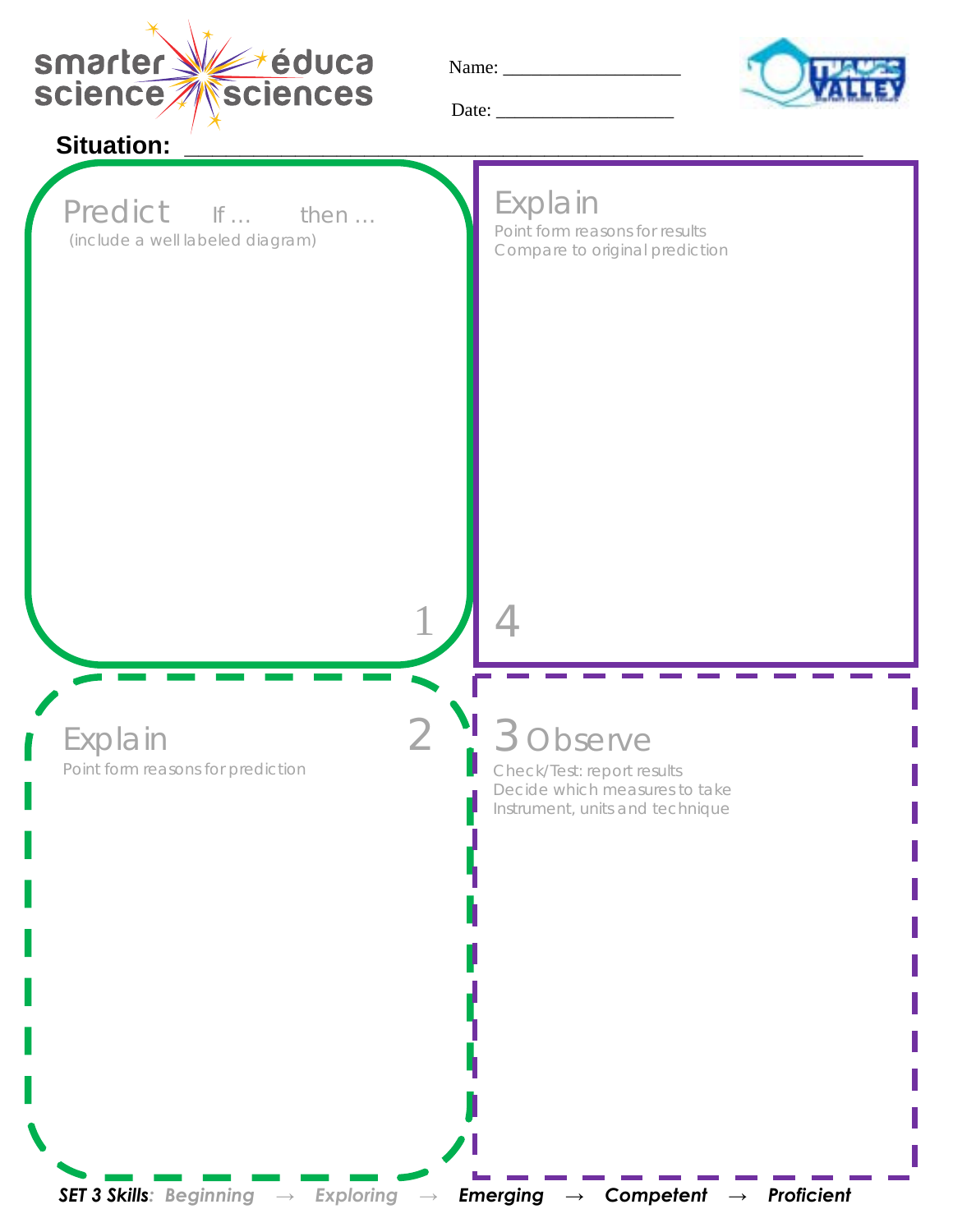smarter science / éduca sciences

Name: ___________________

Date: ___________________

**Situation:** ___________________________________________________________

## 1 Predict

If … then …

(include a well labeled diagram)

## 2 Explain

Point form reasons for prediction

## 3 Observe

Check/Test: report results

Decide which measures to take

Instrument, units and technique

## 4 Explain

Point form reasons for results

Compare to original prediction

***SET 3 Skills**: Beginning → Exploring → Emerging → Competent → Proficient*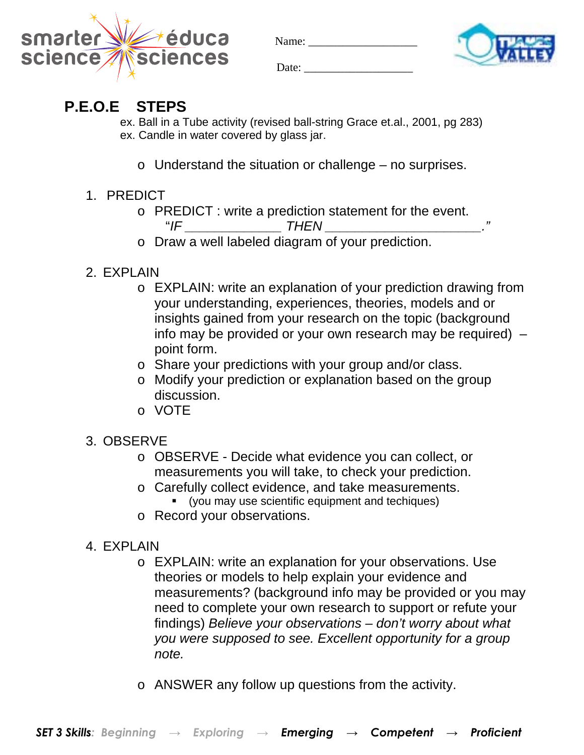Name: ___________________

Date: ___________________

# P.E.O.E STEPS

ex. Ball in a Tube activity (revised ball-string Grace et.al., 2001, pg 283)
ex. Candle in water covered by glass jar.

- Understand the situation or challenge – no surprises.

1. PREDICT
   - PREDICT : write a prediction statement for the event.
     *"IF _____________ THEN _____________________."*
   - Draw a well labeled diagram of your prediction.

2. EXPLAIN
   - EXPLAIN: write an explanation of your prediction drawing from your understanding, experiences, theories, models and or insights gained from your research on the topic (background info may be provided or your own research may be required) – point form.
   - Share your predictions with your group and/or class.
   - Modify your prediction or explanation based on the group discussion.
   - VOTE

3. OBSERVE
   - OBSERVE - Decide what evidence you can collect, or measurements you will take, to check your prediction.
   - Carefully collect evidence, and take measurements.
     - (you may use scientific equipment and techiques)
   - Record your observations.

4. EXPLAIN
   - EXPLAIN: write an explanation for your observations. Use theories or models to help explain your evidence and measurements? (background info may be provided or you may need to complete your own research to support or refute your findings) *Believe your observations – don't worry about what you were supposed to see. Excellent opportunity for a group note.*

   - ANSWER any follow up questions from the activity.

***SET 3 Skills**: Beginning → Exploring → **Emerging** → **Competent** → **Proficient***